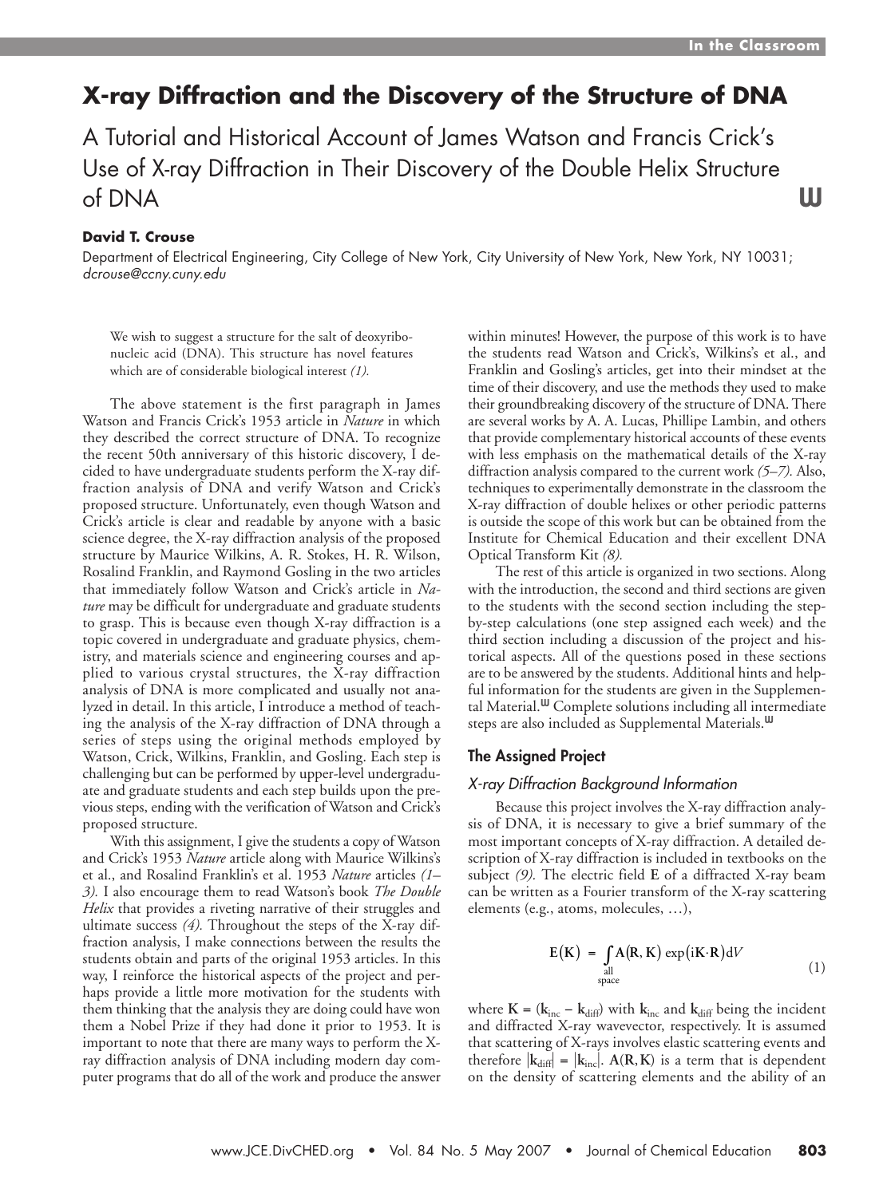# X-ray Diffraction and the Discovery of the Structure of DNA

A Tutorial and Historical Account of James Watson and Francis Crick's Use of X-ray Diffraction in Their Discovery of the Double Helix Structure of DNA **W**

**David T. Crouse**

Department of Electrical Engineering, City College of New York, City University of New York, New York, NY 10031; *dcrouse@ccny.cuny.edu*

> We wish to suggest a structure for the salt of deoxyribonucleic acid (DNA). This structure has novel features which are of considerable biological interest *(1).*

The above statement is the first paragraph in James Watson and Francis Crick's 1953 article in *Nature* in which they described the correct structure of DNA. To recognize the recent 50th anniversary of this historic discovery, I decided to have undergraduate students perform the X-ray diffraction analysis of DNA and verify Watson and Crick's proposed structure. Unfortunately, even though Watson and Crick's article is clear and readable by anyone with a basic science degree, the X-ray diffraction analysis of the proposed structure by Maurice Wilkins, A. R. Stokes, H. R. Wilson, Rosalind Franklin, and Raymond Gosling in the two articles that immediately follow Watson and Crick's article in *Nature* may be difficult for undergraduate and graduate students to grasp. This is because even though X-ray diffraction is a topic covered in undergraduate and graduate physics, chemistry, and materials science and engineering courses and applied to various crystal structures, the X-ray diffraction analysis of DNA is more complicated and usually not analyzed in detail. In this article, I introduce a method of teaching the analysis of the X-ray diffraction of DNA through a series of steps using the original methods employed by Watson, Crick, Wilkins, Franklin, and Gosling. Each step is challenging but can be performed by upper-level undergraduate and graduate students and each step builds upon the previous steps, ending with the verification of Watson and Crick's proposed structure.

With this assignment, I give the students a copy of Watson and Crick's 1953 *Nature* article along with Maurice Wilkins's et al., and Rosalind Franklin's et al. 1953 *Nature* articles *(1–3).* I also encourage them to read Watson's book *The Double Helix* that provides a riveting narrative of their struggles and ultimate success *(4).* Throughout the steps of the X-ray diffraction analysis, I make connections between the results the students obtain and parts of the original 1953 articles. In this way, I reinforce the historical aspects of the project and perhaps provide a little more motivation for the students with them thinking that the analysis they are doing could have won them a Nobel Prize if they had done it prior to 1953. It is important to note that there are many ways to perform the X-ray diffraction analysis of DNA including modern day computer programs that do all of the work and produce the answer within minutes! However, the purpose of this work is to have the students read Watson and Crick's, Wilkins's et al., and Franklin and Gosling's articles, get into their mindset at the time of their discovery, and use the methods they used to make their groundbreaking discovery of the structure of DNA. There are several works by A. A. Lucas, Phillipe Lambin, and others that provide complementary historical accounts of these events with less emphasis on the mathematical details of the X-ray diffraction analysis compared to the current work *(5–7).* Also, techniques to experimentally demonstrate in the classroom the X-ray diffraction of double helixes or other periodic patterns is outside the scope of this work but can be obtained from the Institute for Chemical Education and their excellent DNA Optical Transform Kit *(8).*

The rest of this article is organized in two sections. Along with the introduction, the second and third sections are given to the students with the second section including the step-by-step calculations (one step assigned each week) and the third section including a discussion of the project and historical aspects. All of the questions posed in these sections are to be answered by the students. Additional hints and helpful information for the students are given in the Supplemental Material.[W] Complete solutions including all intermediate steps are also included as Supplemental Materials.[W]

## The Assigned Project

### X-ray Diffraction Background Information

Because this project involves the X-ray diffraction analysis of DNA, it is necessary to give a brief summary of the most important concepts of X-ray diffraction. A detailed description of X-ray diffraction is included in textbooks on the subject *(9).* The electric field $\mathbf{E}$ of a diffracted X-ray beam can be written as a Fourier transform of the X-ray scattering elements (e.g., atoms, molecules, …),

$$\mathbf{E}(\mathbf{K}) = \int_{\substack{\text{all} \\ \text{space}}} \mathbf{A}(\mathbf{R}, \mathbf{K}) \exp(i\mathbf{K}\cdot\mathbf{R}) \mathrm{d}V \tag{1}$$

where $\mathbf{K} = (\mathbf{k}_{\text{inc}} - \mathbf{k}_{\text{diff}})$ with $\mathbf{k}_{\text{inc}}$ and $\mathbf{k}_{\text{diff}}$ being the incident and diffracted X-ray wavevector, respectively. It is assumed that scattering of X-rays involves elastic scattering events and therefore $|\mathbf{k}_{\text{diff}}| = |\mathbf{k}_{\text{inc}}|$. $\mathbf{A}(\mathbf{R}, \mathbf{K})$ is a term that is dependent on the density of scattering elements and the ability of an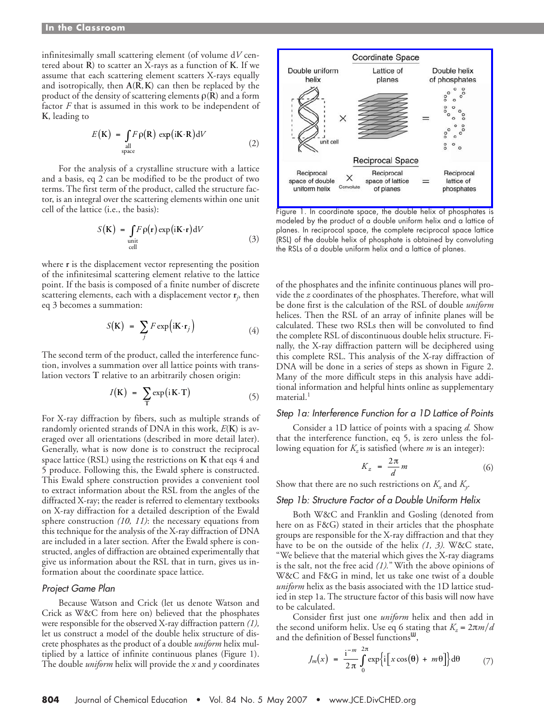infinitesimally small scattering element (of volume d$V$ centered about $\mathbf{R}$) to scatter an X-rays as a function of $\mathbf{K}$. If we assume that each scattering element scatters X-rays equally and isotropically, then $\mathbf{A}(\mathbf{R},\mathbf{K})$ can then be replaced by the product of the density of scattering elements $\rho(\mathbf{R})$ and a form factor $F$ that is assumed in this work to be independent of $\mathbf{K}$, leading to

$$E(\mathbf{K}) = \int_{\substack{\text{all}\\ \text{space}}} F\rho(\mathbf{R})\exp(\mathrm{i}\mathbf{K}\cdot\mathbf{R})\mathrm{d}V \tag{2}$$

For the analysis of a crystalline structure with a lattice and a basis, eq 2 can be modified to be the product of two terms. The first term of the product, called the structure factor, is an integral over the scattering elements within one unit cell of the lattice (i.e., the basis):

$$S(\mathbf{K}) = \int_{\substack{\text{unit}\\ \text{cell}}} F\rho(\mathbf{r})\exp(\mathrm{i}\mathbf{K}\cdot\mathbf{r})\mathrm{d}V \tag{3}$$

where $\mathbf{r}$ is the displacement vector representing the position of the infinitesimal scattering element relative to the lattice point. If the basis is composed of a finite number of discrete scattering elements, each with a displacement vector $\mathbf{r}_j$, then eq 3 becomes a summation:

$$S(\mathbf{K}) = \sum_j F\exp\left(\mathrm{i}\mathbf{K}\cdot\mathbf{r}_j\right) \tag{4}$$

The second term of the product, called the interference function, involves a summation over all lattice points with translation vectors $\mathbf{T}$ relative to an arbitrarily chosen origin:

$$I(\mathbf{K}) = \sum_{\mathbf{T}} \exp(\mathrm{i}\mathbf{K}\cdot\mathbf{T}) \tag{5}$$

For X-ray diffraction by fibers, such as multiple strands of randomly oriented strands of DNA in this work, $E(\mathbf{K})$ is averaged over all orientations (described in more detail later). Generally, what is now done is to construct the reciprocal space lattice (RSL) using the restrictions on $\mathbf{K}$ that eqs 4 and 5 produce. Following this, the Ewald sphere is constructed. This Ewald sphere construction provides a convenient tool to extract information about the RSL from the angles of the diffracted X-ray; the reader is referred to elementary textbooks on X-ray diffraction for a detailed description of the Ewald sphere construction *(10, 11)*: the necessary equations from this technique for the analysis of the X-ray diffraction of DNA are included in a later section. After the Ewald sphere is constructed, angles of diffraction are obtained experimentally that give us information about the RSL that in turn, gives us information about the coordinate space lattice.

### Project Game Plan

Because Watson and Crick (let us denote Watson and Crick as W&C from here on) believed that the phosphates were responsible for the observed X-ray diffraction pattern *(1)*, let us construct a model of the double helix structure of discrete phosphates as the product of a double *uniform* helix multiplied by a lattice of infinite continuous planes (Figure 1). The double *uniform* helix will provide the $x$ and $y$ coordinates of the phosphates and the infinite continuous planes will provide the $z$ coordinates of the phosphates. Therefore, what will be done first is the calculation of the RSL of double *uniform* helices. Then the RSL of an array of infinite planes will be calculated. These two RSLs then will be convoluted to find the complete RSL of discontinuous double helix structure. Finally, the X-ray diffraction pattern will be deciphered using this complete RSL. This analysis of the X-ray diffraction of DNA will be done in a series of steps as shown in Figure 2. Many of the more difficult steps in this analysis have additional information and helpful hints online as supplementary material.[1]

Figure 1. In coordinate space, the double helix of phosphates is modeled by the product of a double uniform helix and a lattice of planes. In reciprocal space, the complete reciprocal space lattice (RSL) of the double helix of phosphate is obtained by convoluting the RSLs of a double uniform helix and a lattice of planes.

### Step 1a: Interference Function for a 1D Lattice of Points

Consider a 1D lattice of points with a spacing $d$. Show that the interference function, eq 5, is zero unless the following equation for $K_z$ is satisfied (where $m$ is an integer):

$$K_z = \frac{2\pi}{d}m \tag{6}$$

Show that there are no such restrictions on $K_x$ and $K_y$.

### Step 1b: Structure Factor of a Double Uniform Helix

Both W&C and Franklin and Gosling (denoted from here on as F&G) stated in their articles that the phosphate groups are responsible for the X-ray diffraction and that they have to be on the outside of the helix *(1, 3)*. W&C state, "We believe that the material which gives the X-ray diagrams is the salt, not the free acid *(1)*." With the above opinions of W&C and F&G in mind, let us take one twist of a double *uniform* helix as the basis associated with the 1D lattice studied in step 1a. The structure factor of this basis will now have to be calculated.

Consider first just one *uniform* helix and then add in the second uniform helix. Use eq 6 stating that $K_z = 2\pi m/d$ and the definition of Bessel functions[W],

$$J_m(x) = \frac{\mathrm{i}^{-m}}{2\pi}\int_0^{2\pi} \exp\left\{\mathrm{i}\left[x\cos(\theta) + m\theta\right]\right\}\mathrm{d}\theta \tag{7}$$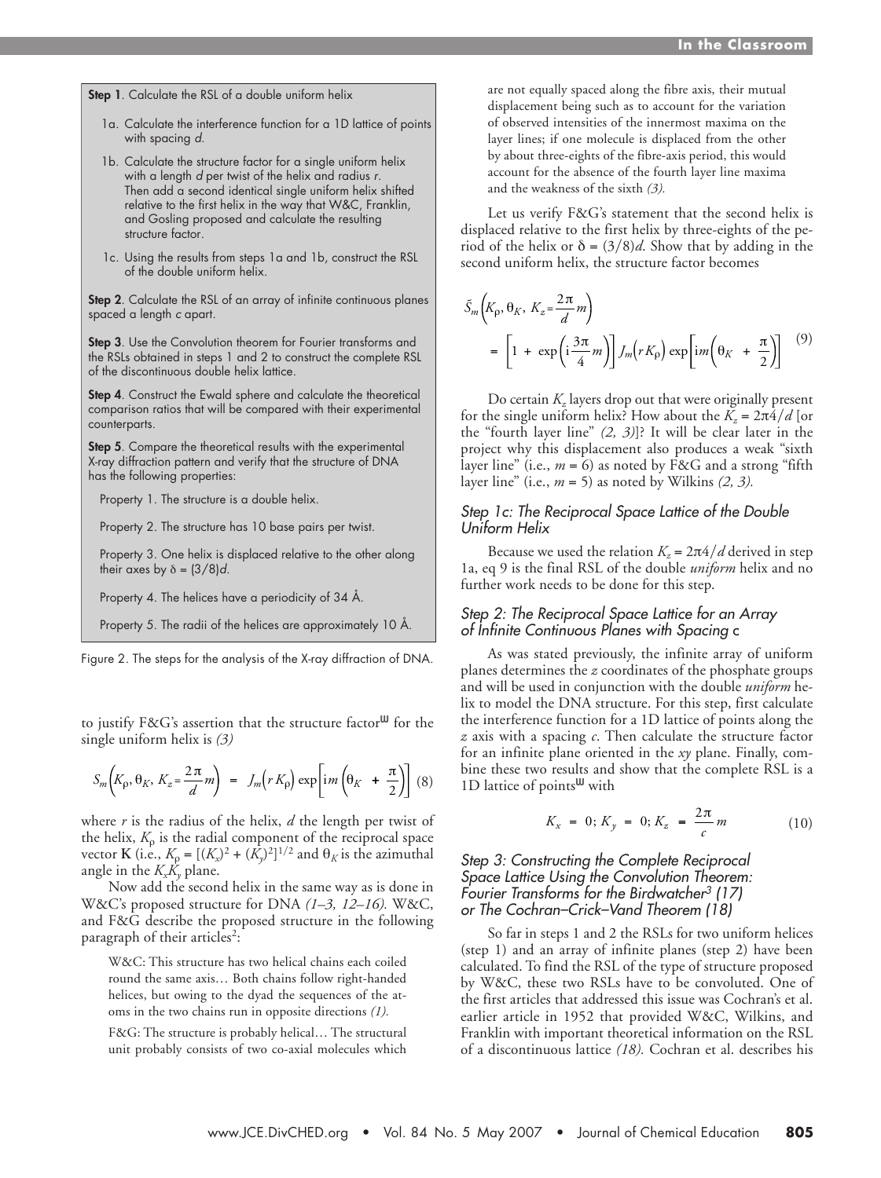**Step 1**. Calculate the RSL of a double uniform helix

1a. Calculate the interference function for a 1D lattice of points with spacing *d*.

1b. Calculate the structure factor for a single uniform helix with a length *d* per twist of the helix and radius *r*. Then add a second identical single uniform helix shifted relative to the first helix in the way that W&C, Franklin, and Gosling proposed and calculate the resulting structure factor.

1c. Using the results from steps 1a and 1b, construct the RSL of the double uniform helix.

**Step 2**. Calculate the RSL of an array of infinite continuous planes spaced a length *c* apart.

**Step 3**. Use the Convolution theorem for Fourier transforms and the RSLs obtained in steps 1 and 2 to construct the complete RSL of the discontinuous double helix lattice.

**Step 4**. Construct the Ewald sphere and calculate the theoretical comparison ratios that will be compared with their experimental counterparts.

**Step 5**. Compare the theoretical results with the experimental X-ray diffraction pattern and verify that the structure of DNA has the following properties:

Property 1. The structure is a double helix.

Property 2. The structure has 10 base pairs per twist.

Property 3. One helix is displaced relative to the other along their axes by $\delta = (3/8)d$.

Property 4. The helices have a periodicity of 34 Å.

Property 5. The radii of the helices are approximately 10 Å.

Figure 2. The steps for the analysis of the X-ray diffraction of DNA.

to justify F&G's assertion that the structure factor[ш] for the single uniform helix is *(3)*

$$S_m\left(K_\rho, \theta_K, K_z = \frac{2\pi}{d}m\right) = J_m\left(rK_\rho\right)\exp\left[\mathrm{i}m\left(\theta_K + \frac{\pi}{2}\right)\right] \quad (8)$$

where *r* is the radius of the helix, *d* the length per twist of the helix, $K_\rho$ is the radial component of the reciprocal space vector **K** (i.e., $K_\rho = [(K_x)^2 + (K_y)^2]^{1/2}$ and $\theta_K$ is the azimuthal angle in the $K_xK_y$ plane.

Now add the second helix in the same way as is done in W&C's proposed structure for DNA *(1–3, 12–16).* W&C, and F&G describe the proposed structure in the following paragraph of their articles[2]:

> W&C: This structure has two helical chains each coiled round the same axis… Both chains follow right-handed helices, but owing to the dyad the sequences of the atoms in the two chains run in opposite directions *(1).*

> F&G: The structure is probably helical… The structural unit probably consists of two co-axial molecules which are not equally spaced along the fibre axis, their mutual displacement being such as to account for the variation of observed intensities of the innermost maxima on the layer lines; if one molecule is displaced from the other by about three-eighths of the fibre-axis period, this would account for the absence of the fourth layer line maxima and the weakness of the sixth *(3).*

Let us verify F&G's statement that the second helix is displaced relative to the first helix by three-eights of the period of the helix or $\delta = (3/8)d$. Show that by adding in the second uniform helix, the structure factor becomes

$$\tilde{S}_m\left(K_\rho, \theta_K, K_z = \frac{2\pi}{d}m\right) = \left[1 + \exp\left(\mathrm{i}\frac{3\pi}{4}m\right)\right]J_m\left(rK_\rho\right)\exp\left[\mathrm{i}m\left(\theta_K + \frac{\pi}{2}\right)\right] \quad (9)$$

Do certain $K_z$ layers drop out that were originally present for the single uniform helix? How about the $K_z = 2\pi 4/d$ [or the "fourth layer line" *(2, 3)*]? It will be clear later in the project why this displacement also produces a weak "sixth layer line" (i.e., $m = 6$) as noted by F&G and a strong "fifth layer line" (i.e., $m = 5$) as noted by Wilkins *(2, 3).*

### *Step 1c: The Reciprocal Space Lattice of the Double Uniform Helix*

Because we used the relation $K_z = 2\pi 4/d$ derived in step 1a, eq 9 is the final RSL of the double *uniform* helix and no further work needs to be done for this step.

### *Step 2: The Reciprocal Space Lattice for an Array of Infinite Continuous Planes with Spacing c*

As was stated previously, the infinite array of uniform planes determines the *z* coordinates of the phosphate groups and will be used in conjunction with the double *uniform* helix to model the DNA structure. For this step, first calculate the interference function for a 1D lattice of points along the *z* axis with a spacing *c*. Then calculate the structure factor for an infinite plane oriented in the *xy* plane. Finally, combine these two results and show that the complete RSL is a 1D lattice of points[ш] with

$$K_x = 0;\ K_y = 0;\ K_z = \frac{2\pi}{c}m \quad (10)$$

### *Step 3: Constructing the Complete Reciprocal Space Lattice Using the Convolution Theorem: Fourier Transforms for the Birdwatcher[3] (17) or The Cochran–Crick–Vand Theorem (18)*

So far in steps 1 and 2 the RSLs for two uniform helices (step 1) and an array of infinite planes (step 2) have been calculated. To find the RSL of the type of structure proposed by W&C, these two RSLs have to be convoluted. One of the first articles that addressed this issue was Cochran's et al. earlier article in 1952 that provided W&C, Wilkins, and Franklin with important theoretical information on the RSL of a discontinuous lattice *(18).* Cochran et al. describes his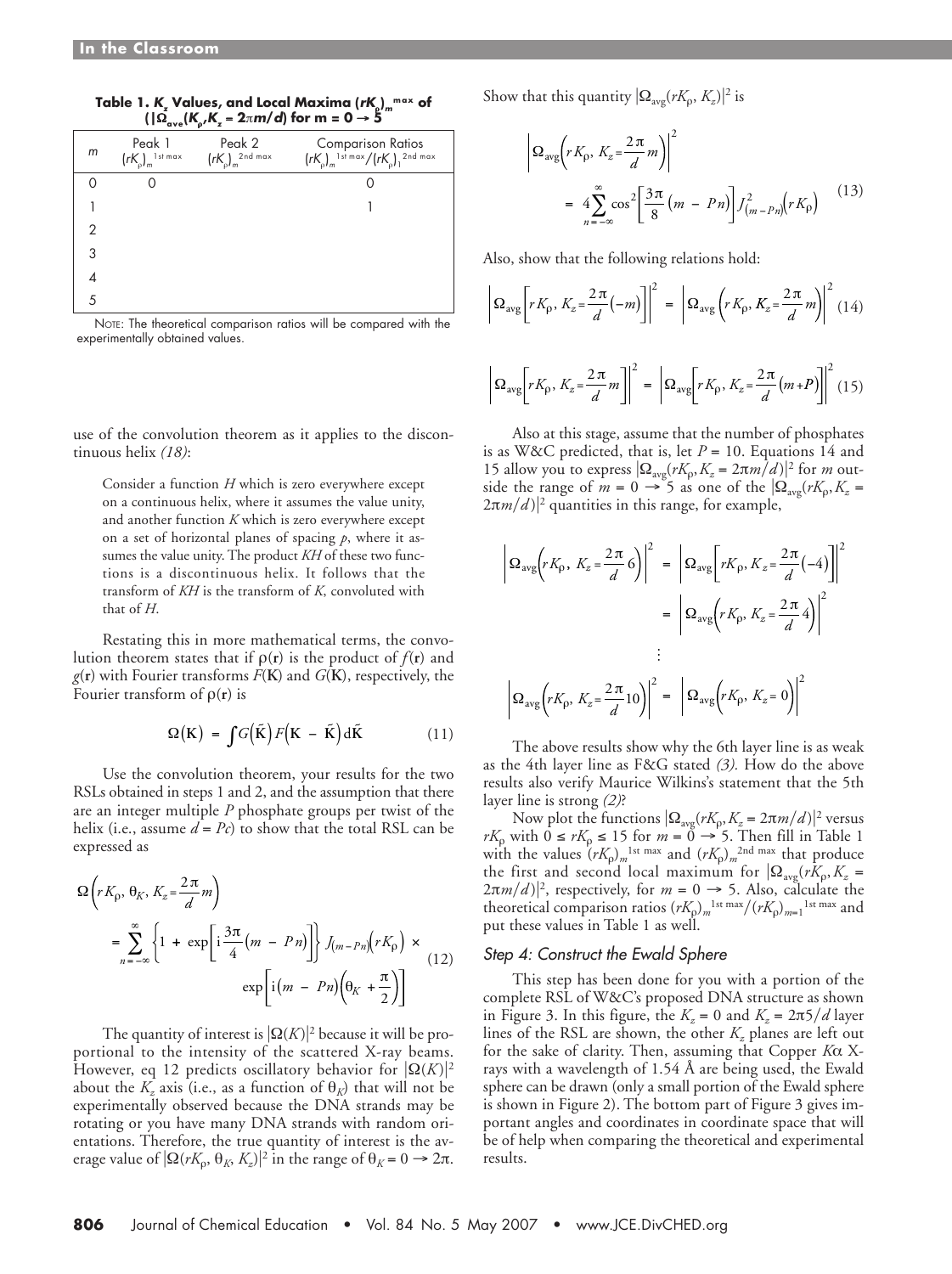**Table 1. $K_z$ Values, and Local Maxima $(rK_\rho)_m^{\max}$ of $(|\Omega_{\text{ave}}(K_\rho, K_z = 2\pi m/d)$ for m = 0 → 5**

| $m$ | Peak 1 $(rK_\rho)_m^{\text{1st max}}$ | Peak 2 $(rK_\rho)_m^{\text{2nd max}}$ | Comparison Ratios $(rK_\rho)_m^{\text{1st max}}/(rK_\rho)_1^{\text{2nd max}}$ |
|---|---|---|---|
| 0 | 0 | | 0 |
| 1 | | | 1 |
| 2 | | | |
| 3 | | | |
| 4 | | | |
| 5 | | | |

NOTE: The theoretical comparison ratios will be compared with the experimentally obtained values.

use of the convolution theorem as it applies to the discontinuous helix *(18)*:

> Consider a function $H$ which is zero everywhere except on a continuous helix, where it assumes the value unity, and another function $K$ which is zero everywhere except on a set of horizontal planes of spacing $p$, where it assumes the value unity. The product $KH$ of these two functions is a discontinuous helix. It follows that the transform of $KH$ is the transform of $K$, convoluted with that of $H$.

Restating this in more mathematical terms, the convolution theorem states that if $\rho(\mathbf{r})$ is the product of $f(\mathbf{r})$ and $g(\mathbf{r})$ with Fourier transforms $F(\mathbf{K})$ and $G(\mathbf{K})$, respectively, the Fourier transform of $\rho(\mathbf{r})$ is

$$\Omega(\mathbf{K}) = \int G(\tilde{\mathbf{K}}) F(\mathbf{K} - \tilde{\mathbf{K}}) \, d\tilde{\mathbf{K}} \tag{11}$$

Use the convolution theorem, your results for the two RSLs obtained in steps 1 and 2, and the assumption that there are an integer multiple $P$ phosphate groups per twist of the helix (i.e., assume $d = Pc$) to show that the total RSL can be expressed as

$$\Omega\left(rK_\rho, \theta_K, K_z = \frac{2\pi}{d}m\right) = \sum_{n=-\infty}^{\infty} \left\{1 + \exp\left[i\frac{3\pi}{4}(m - Pn)\right]\right\} J_{(m-Pn)}(rK_\rho) \times \exp\left[i(m - Pn)\left(\theta_K + \frac{\pi}{2}\right)\right] \tag{12}$$

The quantity of interest is $|\Omega(K)|^2$ because it will be proportional to the intensity of the scattered X-ray beams. However, eq 12 predicts oscillatory behavior for $|\Omega(K)|^2$ about the $K_z$ axis (i.e., as a function of $\theta_K$) that will not be experimentally observed because the DNA strands may be rotating or you have many DNA strands with random orientations. Therefore, the true quantity of interest is the average value of $|\Omega(rK_\rho, \theta_K, K_z)|^2$ in the range of $\theta_K = 0 \rightarrow 2\pi$. Show that this quantity $|\Omega_{\text{avg}}(rK_\rho, K_z)|^2$ is

$$\left|\Omega_{\text{avg}}\left(rK_\rho, K_z = \frac{2\pi}{d}m\right)\right|^2 = 4\sum_{n=-\infty}^{\infty} \cos^2\left[\frac{3\pi}{8}(m - Pn)\right] J^2_{(m-Pn)}(rK_\rho) \tag{13}$$

Also, show that the following relations hold:

$$\left|\Omega_{\text{avg}}\left[rK_\rho, K_z = \frac{2\pi}{d}(-m)\right]\right|^2 = \left|\Omega_{\text{avg}}\left(rK_\rho, K_z = \frac{2\pi}{d}m\right)\right|^2 \tag{14}$$

$$\left|\Omega_{\text{avg}}\left[rK_\rho, K_z = \frac{2\pi}{d}m\right]\right|^2 = \left|\Omega_{\text{avg}}\left[rK_\rho, K_z = \frac{2\pi}{d}(m + P)\right]\right|^2 \tag{15}$$

Also at this stage, assume that the number of phosphates is as W&C predicted, that is, let $P = 10$. Equations 14 and 15 allow you to express $|\Omega_{\text{avg}}(rK_\rho, K_z = 2\pi m/d)|^2$ for $m$ outside the range of $m = 0 \rightarrow 5$ as one of the $|\Omega_{\text{avg}}(rK_\rho, K_z = 2\pi m/d)|^2$ quantities in this range, for example,

$$\left|\Omega_{\text{avg}}\left(rK_\rho, K_z = \frac{2\pi}{d}6\right)\right|^2 = \left|\Omega_{\text{avg}}\left[rK_\rho, K_z = \frac{2\pi}{d}(-4)\right]\right|^2 = \left|\Omega_{\text{avg}}\left(rK_\rho, K_z = \frac{2\pi}{d}4\right)\right|^2$$

$$\vdots$$

$$\left|\Omega_{\text{avg}}\left(rK_\rho, K_z = \frac{2\pi}{d}10\right)\right|^2 = \left|\Omega_{\text{avg}}\left(rK_\rho, K_z = 0\right)\right|^2$$

The above results show why the 6th layer line is as weak as the 4th layer line as F&G stated *(3)*. How do the above results also verify Maurice Wilkins's statement that the 5th layer line is strong *(2)*?

Now plot the functions $|\Omega_{\text{avg}}(rK_\rho, K_z = 2\pi m/d)|^2$ versus $rK_\rho$ with $0 \leq rK_\rho \leq 15$ for $m = 0 \rightarrow 5$. Then fill in Table 1 with the values $(rK_\rho)_m^{\text{1st max}}$ and $(rK_\rho)_m^{\text{2nd max}}$ that produce the first and second local maximum for $|\Omega_{\text{avg}}(rK_\rho, K_z = 2\pi m/d)|^2$, respectively, for $m = 0 \rightarrow 5$. Also, calculate the theoretical comparison ratios $(rK_\rho)_m^{\text{1st max}}/(rK_\rho)_{m=1}^{\text{1st max}}$ and put these values in Table 1 as well.

### *Step 4: Construct the Ewald Sphere*

This step has been done for you with a portion of the complete RSL of W&C's proposed DNA structure as shown in Figure 3. In this figure, the $K_z = 0$ and $K_z = 2\pi 5/d$ layer lines of the RSL are shown, the other $K_z$ planes are left out for the sake of clarity. Then, assuming that Copper $K\alpha$ X-rays with a wavelength of 1.54 Å are being used, the Ewald sphere can be drawn (only a small portion of the Ewald sphere is shown in Figure 2). The bottom part of Figure 3 gives important angles and coordinates in coordinate space that will be of help when comparing the theoretical and experimental results.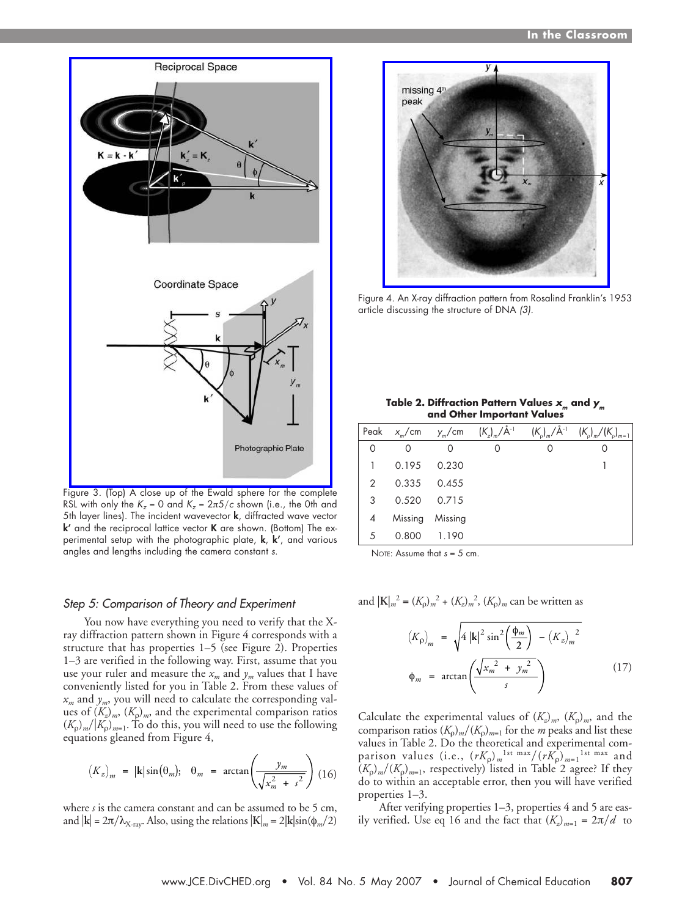Figure 3. (Top) A close up of the Ewald sphere for the complete RSL with only the $K_z = 0$ and $K_z = 2\pi 5/c$ shown (i.e., the 0th and 5th layer lines). The incident wavevector **k**, diffracted wave vector **k′** and the reciprocal lattice vector **K** are shown. (Bottom) The experimental setup with the photographic plate, **k**, **k′**, and various angles and lengths including the camera constant *s*.

Figure 4. An X-ray diffraction pattern from Rosalind Franklin's 1953 article discussing the structure of DNA *(3)*.

**Table 2. Diffraction Pattern Values $x_m$ and $y_m$ and Other Important Values**

| Peak | $x_m$/cm | $y_m$/cm | $(K_z)_m$/Å$^{-1}$ | $(K_\rho)_m$/Å$^{-1}$ | $(K_\rho)_m/(K_\rho)_{m=1}$ |
|---|---|---|---|---|---|
| 0 | 0 | 0 | 0 | 0 | 0 |
| 1 | 0.195 | 0.230 | | | 1 |
| 2 | 0.335 | 0.455 | | | |
| 3 | 0.520 | 0.715 | | | |
| 4 | Missing | Missing | | | |
| 5 | 0.800 | 1.190 | | | |

NOTE: Assume that $s$ = 5 cm.

### *Step 5: Comparison of Theory and Experiment*

You now have everything you need to verify that the X-ray diffraction pattern shown in Figure 4 corresponds with a structure that has properties 1–5 (see Figure 2). Properties 1–3 are verified in the following way. First, assume that you use your ruler and measure the $x_m$ and $y_m$ values that I have conveniently listed for you in Table 2. From these values of $x_m$ and $y_m$, you will need to calculate the corresponding values of $(K_z)_m$, $(K_\rho)_m$, and the experimental comparison ratios $(K_\rho)_m/|K_\rho)_{m=1}$. To do this, you will need to use the following equations gleaned from Figure 4,

$$\left(K_z\right)_m = |\mathbf{k}|\sin\left(\theta_m\right); \quad \theta_m = \arctan\left(\frac{y_m}{\sqrt{x_m^2 + s^2}}\right) \quad (16)$$

where $s$ is the camera constant and can be assumed to be 5 cm, and $|\mathbf{k}| = 2\pi/\lambda_{\text{X-ray}}$. Also, using the relations $|\mathbf{K}|_m = 2|\mathbf{k}|\sin(\phi_m/2)$ and $|\mathbf{K}|_m^2 = (K_\rho)_m^2 + (K_z)_m^2$, $(K_\rho)_m$ can be written as

$$\left(K_\rho\right)_m = \sqrt{4\,|\mathbf{k}|^2 \sin^2\left(\frac{\phi_m}{2}\right) - \left(K_z\right)_m^{\,2}}$$

$$\phi_m = \arctan\left(\frac{\sqrt{x_m^{\,2} + y_m^{\,2}}}{s}\right) \quad (17)$$

Calculate the experimental values of $(K_z)_m$, $(K_\rho)_m$, and the comparison ratios $(K_\rho)_m/(K_\rho)_{m=1}$ for the $m$ peaks and list these values in Table 2. Do the theoretical and experimental comparison values (i.e., $(rK_\rho)_m^{\text{1st max}}/(rK_\rho)_{m=1}^{\text{1st max}}$ and $(K_\rho)_m/(K_\rho)_{m=1}$, respectively) listed in Table 2 agree? If they do to within an acceptable error, then you will have verified properties 1–3.

After verifying properties 1–3, properties 4 and 5 are easily verified. Use eq 16 and the fact that $(K_z)_{m=1} = 2\pi/d$ to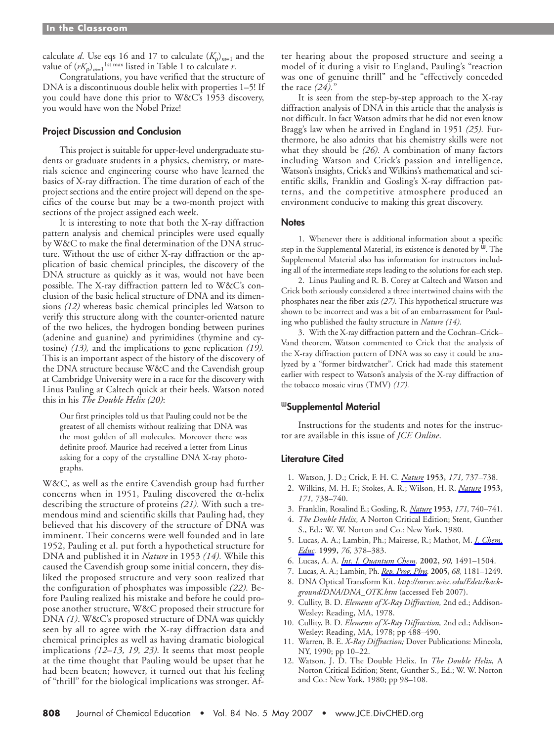calculate *d*. Use eqs 16 and 17 to calculate $(K_\rho)_{m=1}$ and the value of $(rK_\rho)_{m=1}^{\text{1st max}}$ listed in Table 1 to calculate *r*.

Congratulations, you have verified that the structure of DNA is a discontinuous double helix with properties 1–5! If you could have done this prior to W&C's 1953 discovery, you would have won the Nobel Prize!

## Project Discussion and Conclusion

This project is suitable for upper-level undergraduate students or graduate students in a physics, chemistry, or materials science and engineering course who have learned the basics of X-ray diffraction. The time duration of each of the project sections and the entire project will depend on the specifics of the course but may be a two-month project with sections of the project assigned each week.

It is interesting to note that both the X-ray diffraction pattern analysis and chemical principles were used equally by W&C to make the final determination of the DNA structure. Without the use of either X-ray diffraction or the application of basic chemical principles, the discovery of the DNA structure as quickly as it was, would not have been possible. The X-ray diffraction pattern led to W&C's conclusion of the basic helical structure of DNA and its dimensions *(12)* whereas basic chemical principles led Watson to verify this structure along with the counter-oriented nature of the two helices, the hydrogen bonding between purines (adenine and guanine) and pyrimidines (thymine and cytosine) *(13),* and the implications to gene replication *(19).* This is an important aspect of the history of the discovery of the DNA structure because W&C and the Cavendish group at Cambridge University were in a race for the discovery with Linus Pauling at Caltech quick at their heels. Watson noted this in his *The Double Helix (20)*:

> Our first principles told us that Pauling could not be the greatest of all chemists without realizing that DNA was the most golden of all molecules. Moreover there was definite proof. Maurice had received a letter from Linus asking for a copy of the crystalline DNA X-ray photographs.

W&C, as well as the entire Cavendish group had further concerns when in 1951, Pauling discovered the α-helix describing the structure of proteins *(21).* With such a tremendous mind and scientific skills that Pauling had, they believed that his discovery of the structure of DNA was imminent. Their concerns were well founded and in late 1952, Pauling et al. put forth a hypothetical structure for DNA and published it in *Nature* in 1953 *(14).* While this caused the Cavendish group some initial concern, they disliked the proposed structure and very soon realized that the configuration of phosphates was impossible *(22).* Before Pauling realized his mistake and before he could propose another structure, W&C proposed their structure for DNA *(1)*. W&C's proposed structure of DNA was quickly seen by all to agree with the X-ray diffraction data and chemical principles as well as having dramatic biological implications *(12–13, 19, 23).* It seems that most people at the time thought that Pauling would be upset that he had been beaten; however, it turned out that his feeling of "thrill" for the biological implications was stronger. After hearing about the proposed structure and seeing a model of it during a visit to England, Pauling's "reaction was one of genuine thrill" and he "effectively conceded the race *(24).*"

It is seen from the step-by-step approach to the X-ray diffraction analysis of DNA in this article that the analysis is not difficult. In fact Watson admits that he did not even know Bragg's law when he arrived in England in 1951 *(25).* Furthermore, he also admits that his chemistry skills were not what they should be *(26).* A combination of many factors including Watson and Crick's passion and intelligence, Watson's insights, Crick's and Wilkins's mathematical and scientific skills, Franklin and Gosling's X-ray diffraction patterns, and the competitive atmosphere produced an environment conducive to making this great discovery.

## Notes

1. Whenever there is additional information about a specific step in the Supplemental Material, its existence is denoted by ʷ. The Supplemental Material also has information for instructors including all of the intermediate steps leading to the solutions for each step.

2. Linus Pauling and R. B. Corey at Caltech and Watson and Crick both seriously considered a three intertwined chains with the phosphates near the fiber axis *(27).* This hypothetical structure was shown to be incorrect and was a bit of an embarrassment for Pauling who published the faulty structure in *Nature (14).*

3. With the X-ray diffraction pattern and the Cochran–Crick–Vand theorem, Watson commented to Crick that the analysis of the X-ray diffraction pattern of DNA was so easy it could be analyzed by a "former birdwatcher". Crick had made this statement earlier with respect to Watson's analysis of the X-ray diffraction of the tobacco mosaic virus (TMV) *(17).*

## ʷSupplemental Material

Instructions for the students and notes for the instructor are available in this issue of *JCE Online*.

## Literature Cited

1. Watson, J. D.; Crick, F. H. C. *Nature* **1953,** *171,* 737–738.
2. Wilkins, M. H. F.; Stokes, A. R.; Wilson, H. R. *Nature* **1953,** *171,* 738–740.
3. Franklin, Rosalind E.; Gosling, R. *Nature* **1953,** *171,* 740–741.
4. *The Double Helix,* A Norton Critical Edition; Stent, Gunther S., Ed.; W. W. Norton and Co.: New York, 1980.
5. Lucas, A. A.; Lambin, Ph.; Mairesse, R.; Mathot, M. *J. Chem. Educ.* **1999,** *76,* 378–383.
6. Lucas, A. A. *Int. J. Quantum Chem.* **2002,** *90,* 1491–1504.
7. Lucas, A. A.; Lambin, Ph. *Rep. Prog. Phys.* **2005,** *68,* 1181–1249.
8. DNA Optical Transform Kit. *http://mrsec.wisc.edu/Edetc/background/DNA/DNA_OTK.htm* (accessed Feb 2007).
9. Cullity, B. D. *Elements of X-Ray Diffraction,* 2nd ed.; Addison-Wesley: Reading, MA, 1978.
10. Cullity, B. D. *Elements of X-Ray Diffraction,* 2nd ed.; Addison-Wesley: Reading, MA, 1978; pp 488–490.
11. Warren, B. E. *X-Ray Diffraction;* Dover Publications: Mineola, NY, 1990; pp 10–22.
12. Watson, J. D. The Double Helix. In *The Double Helix,* A Norton Critical Edition; Stent, Gunther S., Ed.; W. W. Norton and Co.: New York, 1980; pp 98–108.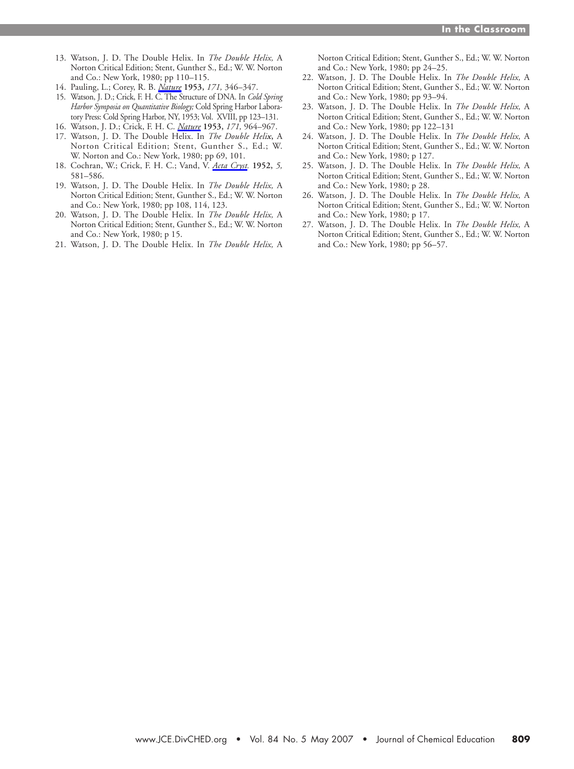13. Watson, J. D. The Double Helix. In *The Double Helix,* A Norton Critical Edition; Stent, Gunther S., Ed.; W. W. Norton and Co.: New York, 1980; pp 110–115.
14. Pauling, L.; Corey, R. B. *Nature* **1953,** *171,* 346–347.
15. Watson, J. D.; Crick, F. H. C. The Structure of DNA. In *Cold Spring Harbor Symposia on Quantitative Biology;* Cold Spring Harbor Laboratory Press: Cold Spring Harbor, NY, 1953; Vol. XVIII, pp 123–131.
16. Watson, J. D.; Crick, F. H. C. *Nature* **1953,** *171,* 964–967.
17. Watson, J. D. The Double Helix. In *The Double Helix,* A Norton Critical Edition; Stent, Gunther S., Ed.; W. W. Norton and Co.: New York, 1980; pp 69, 101.
18. Cochran, W.; Crick, F. H. C.; Vand, V. *Acta Cryst.* **1952,** *5,* 581–586.
19. Watson, J. D. The Double Helix. In *The Double Helix,* A Norton Critical Edition; Stent, Gunther S., Ed.; W. W. Norton and Co.: New York, 1980; pp 108, 114, 123.
20. Watson, J. D. The Double Helix. In *The Double Helix,* A Norton Critical Edition; Stent, Gunther S., Ed.; W. W. Norton and Co.: New York, 1980; p 15.
21. Watson, J. D. The Double Helix. In *The Double Helix,* A Norton Critical Edition; Stent, Gunther S., Ed.; W. W. Norton and Co.: New York, 1980; pp 24–25.
22. Watson, J. D. The Double Helix. In *The Double Helix,* A Norton Critical Edition; Stent, Gunther S., Ed.; W. W. Norton and Co.: New York, 1980; pp 93–94.
23. Watson, J. D. The Double Helix. In *The Double Helix,* A Norton Critical Edition; Stent, Gunther S., Ed.; W. W. Norton and Co.: New York, 1980; pp 122–131
24. Watson, J. D. The Double Helix. In *The Double Helix,* A Norton Critical Edition; Stent, Gunther S., Ed.; W. W. Norton and Co.: New York, 1980; p 127.
25. Watson, J. D. The Double Helix. In *The Double Helix,* A Norton Critical Edition; Stent, Gunther S., Ed.; W. W. Norton and Co.: New York, 1980; p 28.
26. Watson, J. D. The Double Helix. In *The Double Helix,* A Norton Critical Edition; Stent, Gunther S., Ed.; W. W. Norton and Co.: New York, 1980; p 17.
27. Watson, J. D. The Double Helix. In *The Double Helix,* A Norton Critical Edition; Stent, Gunther S., Ed.; W. W. Norton and Co.: New York, 1980; pp 56–57.